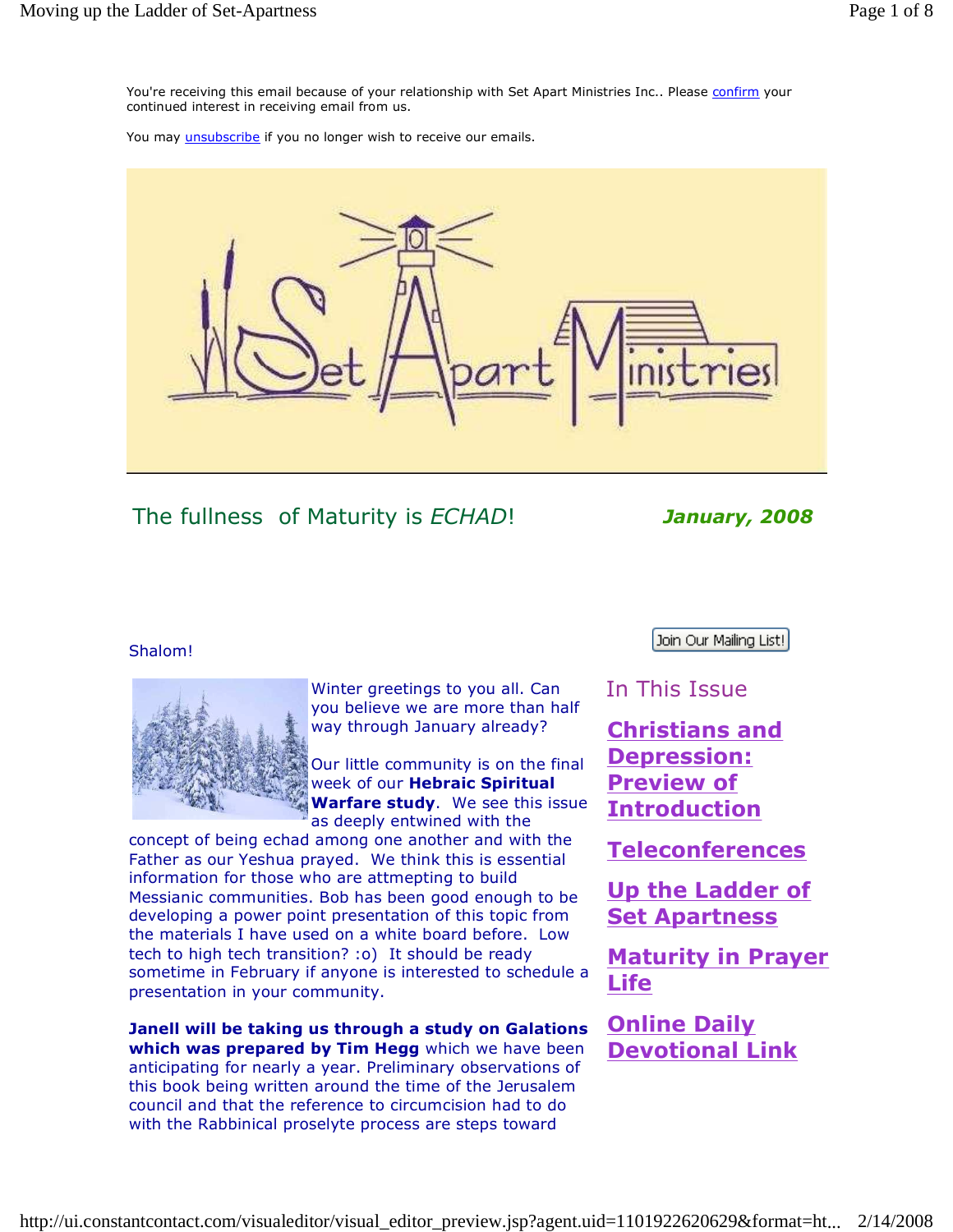You're receiving this email because of your relationship with Set Apart Ministries Inc.. Please confirm your continued interest in receiving email from us.

You may unsubscribe if you no longer wish to receive our emails.

Set Apart Ministries

## The fullness of Maturity is *ECHAD*!

***January, 2008***

Join Our Mailing List!

Shalom!

Winter greetings to you all. Can you believe we are more than half way through January already?

Our little community is on the final week of our **Hebraic Spiritual Warfare study**. We see this issue as deeply entwined with the concept of being echad among one another and with the Father as our Yeshua prayed. We think this is essential information for those who are attmepting to build Messianic communities. Bob has been good enough to be developing a power point presentation of this topic from the materials I have used on a white board before. Low tech to high tech transition? :o) It should be ready sometime in February if anyone is interested to schedule a presentation in your community.

**Janell will be taking us through a study on Galations which was prepared by Tim Hegg** which we have been anticipating for nearly a year. Preliminary observations of this book being written around the time of the Jerusalem council and that the reference to circumcision had to do with the Rabbinical proselyte process are steps toward

### In This Issue

**Christians and Depression: Preview of Introduction**

**Teleconferences**

**Up the Ladder of Set Apartness**

**Maturity in Prayer Life**

**Online Daily Devotional Link**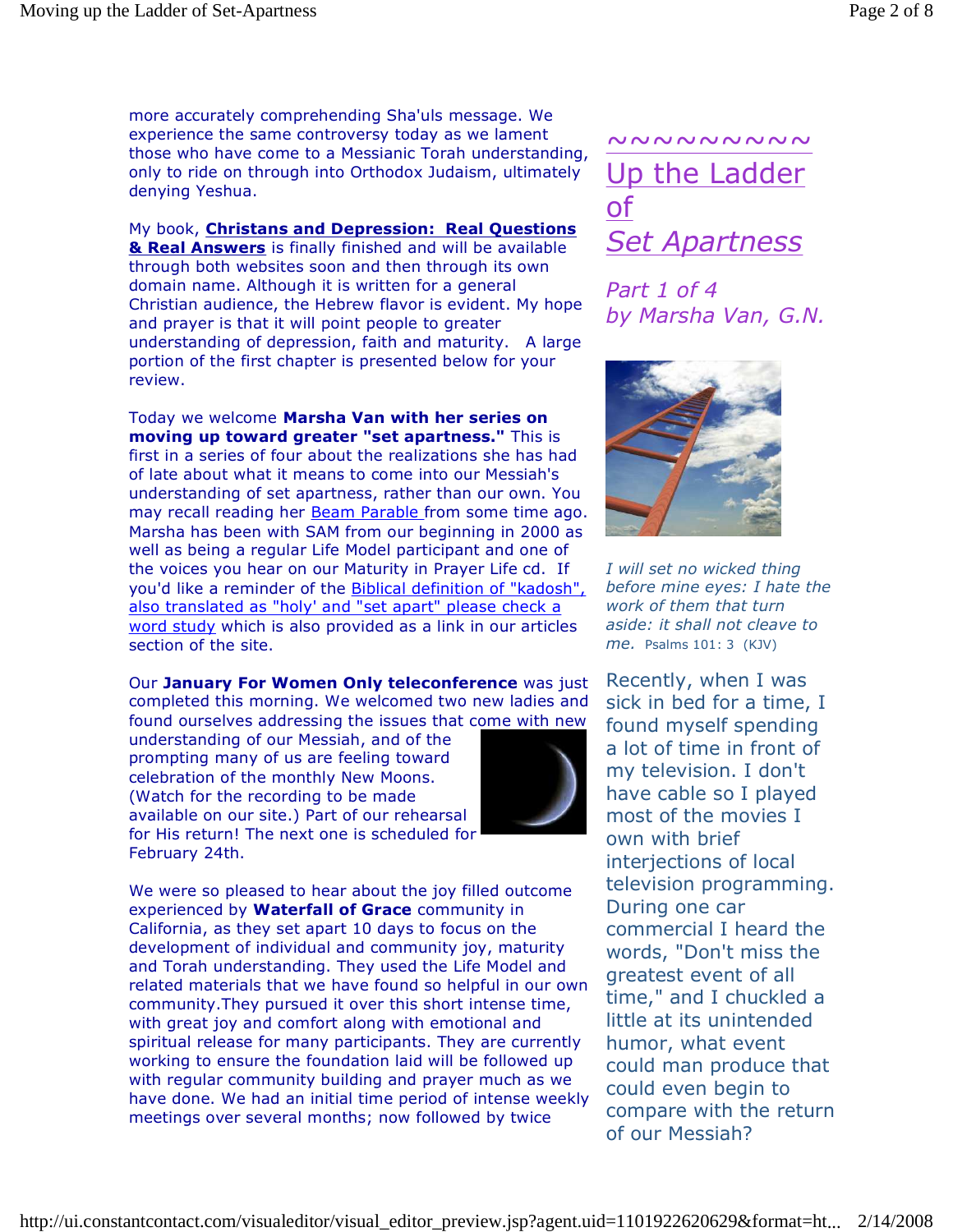more accurately comprehending Sha'uls message. We experience the same controversy today as we lament those who have come to a Messianic Torah understanding, only to ride on through into Orthodox Judaism, ultimately denying Yeshua.

My book, **Christans and Depression: Real Questions & Real Answers** is finally finished and will be available through both websites soon and then through its own domain name. Although it is written for a general Christian audience, the Hebrew flavor is evident. My hope and prayer is that it will point people to greater understanding of depression, faith and maturity. A large portion of the first chapter is presented below for your review.

Today we welcome **Marsha Van with her series on moving up toward greater "set apartness."** This is first in a series of four about the realizations she has had of late about what it means to come into our Messiah's understanding of set apartness, rather than our own. You may recall reading her Beam Parable from some time ago. Marsha has been with SAM from our beginning in 2000 as well as being a regular Life Model participant and one of the voices you hear on our Maturity in Prayer Life cd. If you'd like a reminder of the Biblical definition of "kadosh", also translated as "holy' and "set apart" please check a word study which is also provided as a link in our articles section of the site.

Our **January For Women Only teleconference** was just completed this morning. We welcomed two new ladies and found ourselves addressing the issues that come with new understanding of our Messiah, and of the prompting many of us are feeling toward celebration of the monthly New Moons. (Watch for the recording to be made available on our site.) Part of our rehearsal for His return! The next one is scheduled for February 24th.

We were so pleased to hear about the joy filled outcome experienced by **Waterfall of Grace** community in California, as they set apart 10 days to focus on the development of individual and community joy, maturity and Torah understanding. They used the Life Model and related materials that we have found so helpful in our own community.They pursued it over this short intense time, with great joy and comfort along with emotional and spiritual release for many participants. They are currently working to ensure the foundation laid will be followed up with regular community building and prayer much as we have done. We had an initial time period of intense weekly meetings over several months; now followed by twice

~~~~~~~~~~

# *Up the Ladder of Set Apartness*

*Part 1 of 4*
*by Marsha Van, G.N.*

*I will set no wicked thing before mine eyes: I hate the work of them that turn aside: it shall not cleave to me.* Psalms 101: 3 (KJV)

Recently, when I was sick in bed for a time, I found myself spending a lot of time in front of my television. I don't have cable so I played most of the movies I own with brief interjections of local television programming. During one car commercial I heard the words, "Don't miss the greatest event of all time," and I chuckled a little at its unintended humor, what event could man produce that could even begin to compare with the return of our Messiah?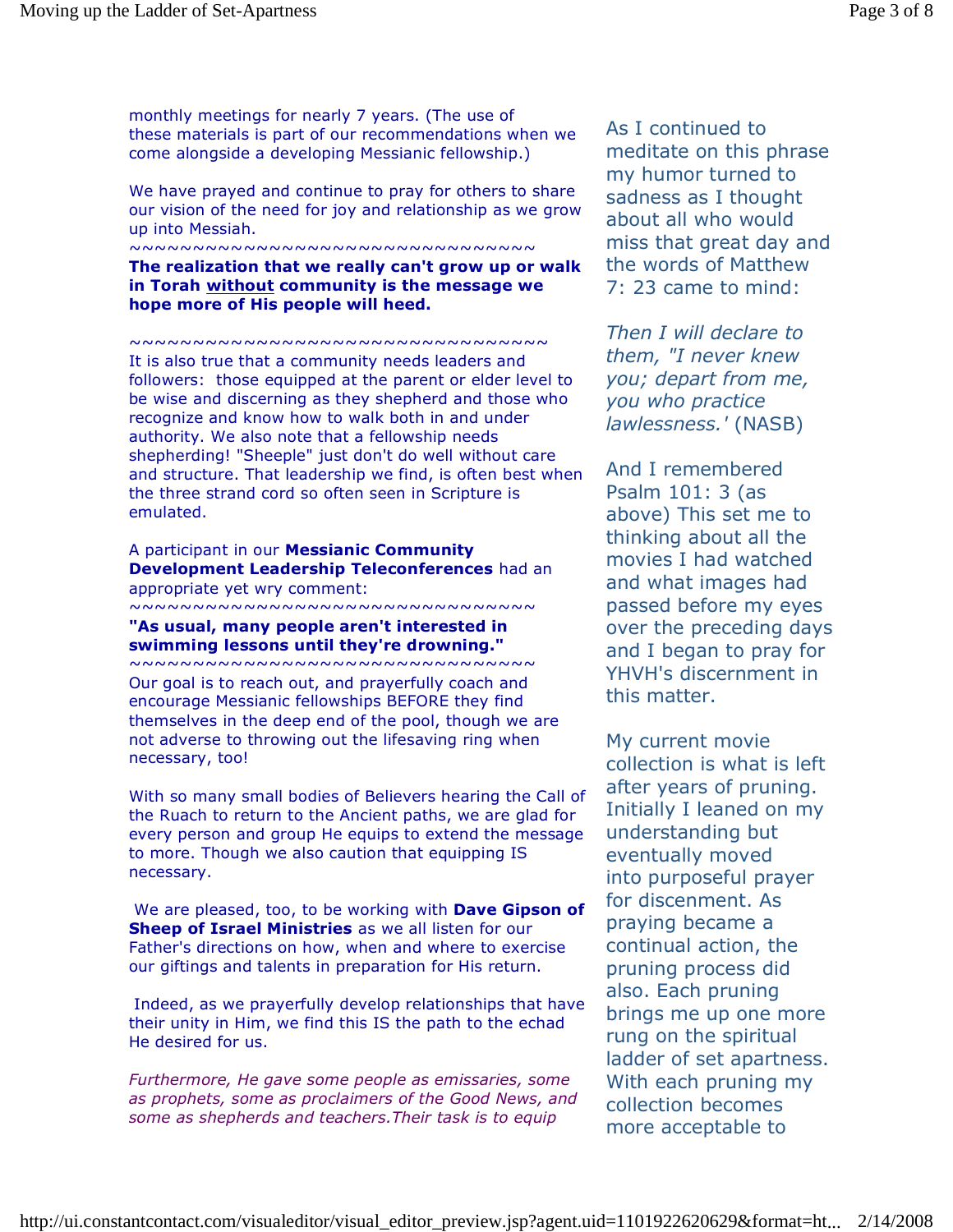monthly meetings for nearly 7 years. (The use of these materials is part of our recommendations when we come alongside a developing Messianic fellowship.)

We have prayed and continue to pray for others to share our vision of the need for joy and relationship as we grow up into Messiah.

~~~~~~~~~~~~~~~~~~~~~~~~~~~~~~~~~~~

**The realization that we really can't grow up or walk in Torah <u>without</u> community is the message we hope more of His people will heed.**

~~~~~~~~~~~~~~~~~~~~~~~~~~~~~~~~~~~

It is also true that a community needs leaders and followers: those equipped at the parent or elder level to be wise and discerning as they shepherd and those who recognize and know how to walk both in and under authority. We also note that a fellowship needs shepherding! "Sheeple" just don't do well without care and structure. That leadership we find, is often best when the three strand cord so often seen in Scripture is emulated.

A participant in our **Messianic Community Development Leadership Teleconferences** had an appropriate yet wry comment:

~~~~~~~~~~~~~~~~~~~~~~~~~~~~~~~~~~~

**"As usual, many people aren't interested in swimming lessons until they're drowning."**

~~~~~~~~~~~~~~~~~~~~~~~~~~~~~~~~~~~

Our goal is to reach out, and prayerfully coach and encourage Messianic fellowships BEFORE they find themselves in the deep end of the pool, though we are not adverse to throwing out the lifesaving ring when necessary, too!

With so many small bodies of Believers hearing the Call of the Ruach to return to the Ancient paths, we are glad for every person and group He equips to extend the message to more. Though we also caution that equipping IS necessary.

We are pleased, too, to be working with **Dave Gipson of Sheep of Israel Ministries** as we all listen for our Father's directions on how, when and where to exercise our giftings and talents in preparation for His return.

Indeed, as we prayerfully develop relationships that have their unity in Him, we find this IS the path to the echad He desired for us.

*Furthermore, He gave some people as emissaries, some as prophets, some as proclaimers of the Good News, and some as shepherds and teachers.Their task is to equip*

As I continued to meditate on this phrase my humor turned to sadness as I thought about all who would miss that great day and the words of Matthew 7: 23 came to mind:

*Then I will declare to them, "I never knew you; depart from me, you who practice lawlessness.'* (NASB)

And I remembered Psalm 101: 3 (as above) This set me to thinking about all the movies I had watched and what images had passed before my eyes over the preceding days and I began to pray for YHVH's discernment in this matter.

My current movie collection is what is left after years of pruning. Initially I leaned on my understanding but eventually moved into purposeful prayer for discenment. As praying became a continual action, the pruning process did also. Each pruning brings me up one more rung on the spiritual ladder of set apartness. With each pruning my collection becomes more acceptable to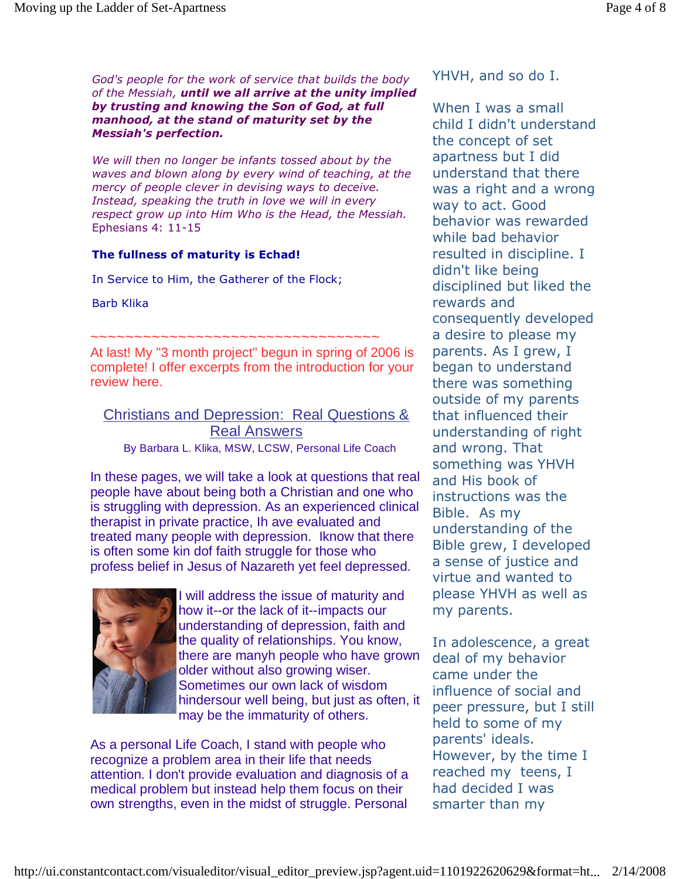*God's people for the work of service that builds the body of the Messiah,* ***until we all arrive at the unity implied by trusting and knowing the Son of God, at full manhood, at the stand of maturity set by the Messiah's perfection.***

*We will then no longer be infants tossed about by the waves and blown along by every wind of teaching, at the mercy of people clever in devising ways to deceive. Instead, speaking the truth in love we will in every respect grow up into Him Who is the Head, the Messiah.* Ephesians 4: 11-15

**The fullness of maturity is Echad!**

In Service to Him, the Gatherer of the Flock;

Barb Klika

~~~~~~~~~~~~~~~~~~~~~~~~~~~~~~~~~~~~

At last! My "3 month project" begun in spring of 2006 is complete! I offer excerpts from the introduction for your review here.

## Christians and Depression: Real Questions & Real Answers

By Barbara L. Klika, MSW, LCSW, Personal Life Coach

In these pages, we will take a look at questions that real people have about being both a Christian and one who is struggling with depression. As an experienced clinical therapist in private practice, Ih ave evaluated and treated many people with depression. Iknow that there is often some kin dof faith struggle for those who profess belief in Jesus of Nazareth yet feel depressed.

I will address the issue of maturity and how it--or the lack of it--impacts our understanding of depression, faith and the quality of relationships. You know, there are manyh people who have grown older without also growing wiser. Sometimes our own lack of wisdom hindersour well being, but just as often, it may be the immaturity of others.

As a personal Life Coach, I stand with people who recognize a problem area in their life that needs attention. I don't provide evaluation and diagnosis of a medical problem but instead help them focus on their own strengths, even in the midst of struggle. Personal

YHVH, and so do I.

When I was a small child I didn't understand the concept of set apartness but I did understand that there was a right and a wrong way to act. Good behavior was rewarded while bad behavior resulted in discipline. I didn't like being disciplined but liked the rewards and consequently developed a desire to please my parents. As I grew, I began to understand there was something outside of my parents that influenced their understanding of right and wrong. That something was YHVH and His book of instructions was the Bible. As my understanding of the Bible grew, I developed a sense of justice and virtue and wanted to please YHVH as well as my parents.

In adolescence, a great deal of my behavior came under the influence of social and peer pressure, but I still held to some of my parents' ideals. However, by the time I reached my teens, I had decided I was smarter than my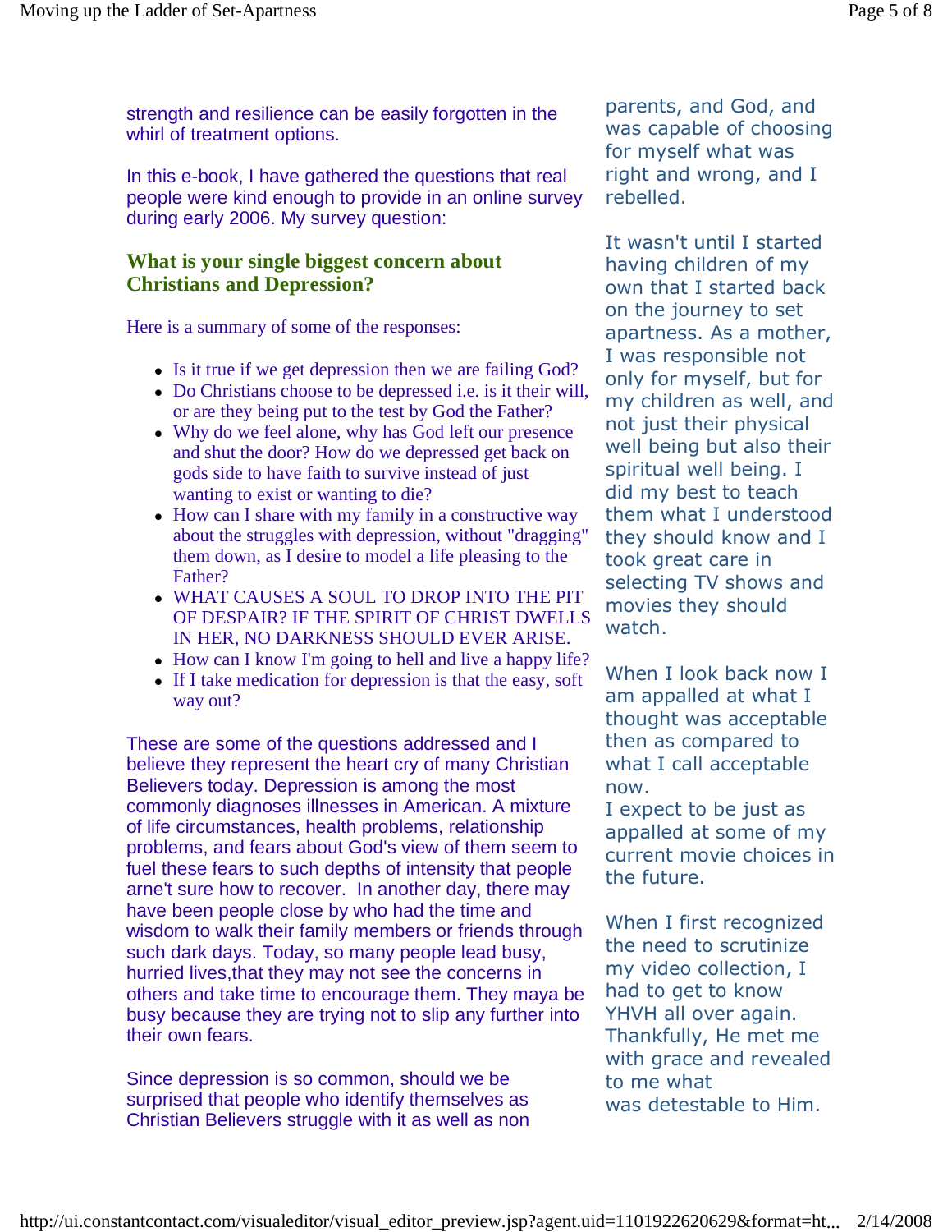strength and resilience can be easily forgotten in the whirl of treatment options.

In this e-book, I have gathered the questions that real people were kind enough to provide in an online survey during early 2006. My survey question:

### What is your single biggest concern about Christians and Depression?

Here is a summary of some of the responses:

- Is it true if we get depression then we are failing God?
- Do Christians choose to be depressed i.e. is it their will, or are they being put to the test by God the Father?
- Why do we feel alone, why has God left our presence and shut the door? How do we depressed get back on gods side to have faith to survive instead of just wanting to exist or wanting to die?
- How can I share with my family in a constructive way about the struggles with depression, without "dragging" them down, as I desire to model a life pleasing to the Father?
- WHAT CAUSES A SOUL TO DROP INTO THE PIT OF DESPAIR? IF THE SPIRIT OF CHRIST DWELLS IN HER, NO DARKNESS SHOULD EVER ARISE.
- How can I know I'm going to hell and live a happy life?
- If I take medication for depression is that the easy, soft way out?

These are some of the questions addressed and I believe they represent the heart cry of many Christian Believers today. Depression is among the most commonly diagnoses illnesses in American. A mixture of life circumstances, health problems, relationship problems, and fears about God's view of them seem to fuel these fears to such depths of intensity that people arne't sure how to recover.  In another day, there may have been people close by who had the time and wisdom to walk their family members or friends through such dark days. Today, so many people lead busy, hurried lives,that they may not see the concerns in others and take time to encourage them. They maya be busy because they are trying not to slip any further into their own fears.

Since depression is so common, should we be surprised that people who identify themselves as Christian Believers struggle with it as well as non

parents, and God, and was capable of choosing for myself what was right and wrong, and I rebelled.

It wasn't until I started having children of my own that I started back on the journey to set apartness. As a mother, I was responsible not only for myself, but for my children as well, and not just their physical well being but also their spiritual well being. I did my best to teach them what I understood they should know and I took great care in selecting TV shows and movies they should watch.

When I look back now I am appalled at what I thought was acceptable then as compared to what I call acceptable now.
I expect to be just as appalled at some of my current movie choices in the future.

When I first recognized the need to scrutinize my video collection, I had to get to know YHVH all over again. Thankfully, He met me with grace and revealed to me what was detestable to Him.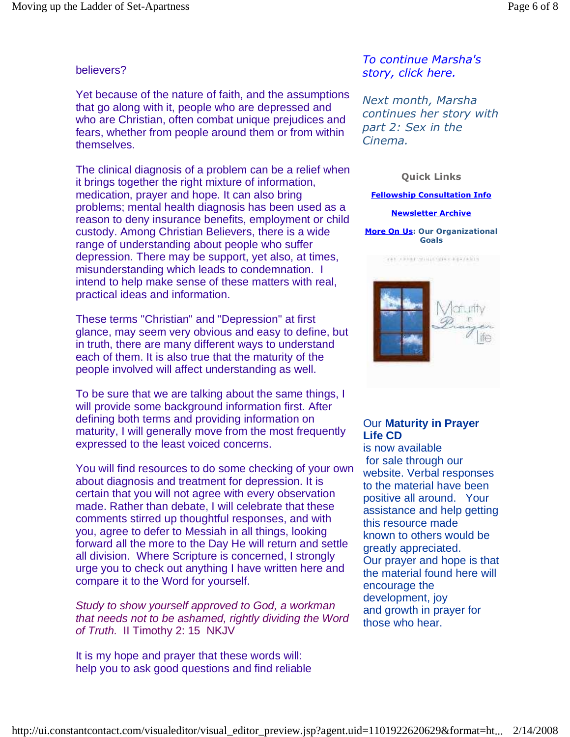believers?

Yet because of the nature of faith, and the assumptions that go along with it, people who are depressed and who are Christian, often combat unique prejudices and fears, whether from people around them or from within themselves.

The clinical diagnosis of a problem can be a relief when it brings together the right mixture of information, medication, prayer and hope. It can also bring problems; mental health diagnosis has been used as a reason to deny insurance benefits, employment or child custody. Among Christian Believers, there is a wide range of understanding about people who suffer depression. There may be support, yet also, at times, misunderstanding which leads to condemnation. I intend to help make sense of these matters with real, practical ideas and information.

These terms "Christian" and "Depression" at first glance, may seem very obvious and easy to define, but in truth, there are many different ways to understand each of them. It is also true that the maturity of the people involved will affect understanding as well.

To be sure that we are talking about the same things, I will provide some background information first. After defining both terms and providing information on maturity, I will generally move from the most frequently expressed to the least voiced concerns.

You will find resources to do some checking of your own about diagnosis and treatment for depression. It is certain that you will not agree with every observation made. Rather than debate, I will celebrate that these comments stirred up thoughtful responses, and with you, agree to defer to Messiah in all things, looking forward all the more to the Day He will return and settle all division. Where Scripture is concerned, I strongly urge you to check out anything I have written here and compare it to the Word for yourself.

*Study to show yourself approved to God, a workman that needs not to be ashamed, rightly dividing the Word of Truth.* II Timothy 2: 15 NKJV

It is my hope and prayer that these words will:
help you to ask good questions and find reliable

*To continue Marsha's story, click here.*

*Next month, Marsha continues her story with part 2: Sex in the Cinema.*

**Quick Links**

**Fellowship Consultation Info**

**Newsletter Archive**

**More On Us: Our Organizational Goals**

Our **Maturity in Prayer Life CD** is now available for sale through our website. Verbal responses to the material have been positive all around. Your assistance and help getting this resource made known to others would be greatly appreciated.
Our prayer and hope is that the material found here will encourage the development, joy and growth in prayer for those who hear.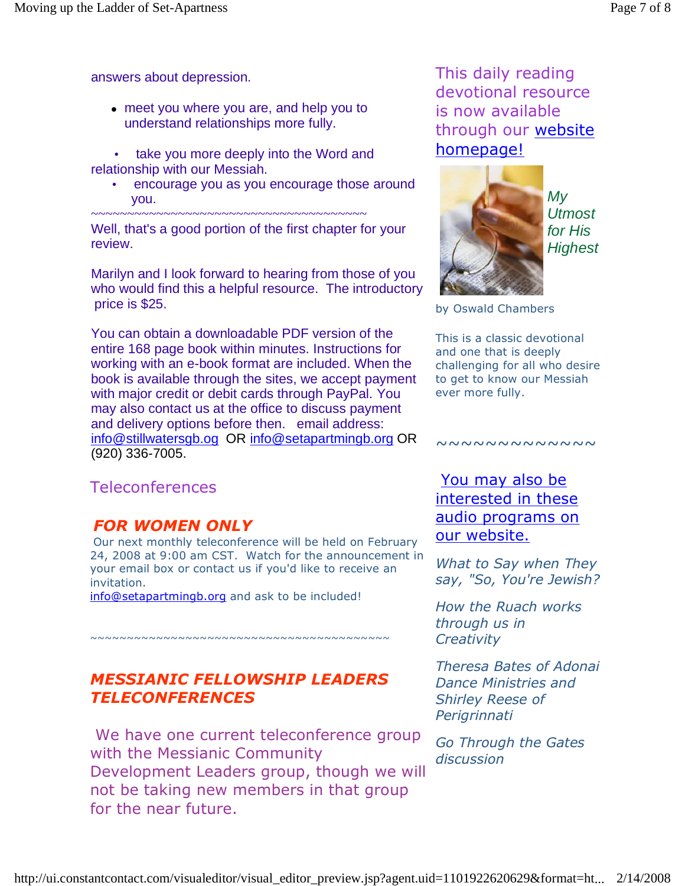answers about depression.

- meet you where you are, and help you to understand relationships more fully.
- take you more deeply into the Word and relationship with our Messiah.
- encourage you as you encourage those around you.

~~~~~~~~~~~~~~~~~~~~~~~~~~~~~~~~~~~~~~~~~~~

Well, that's a good portion of the first chapter for your review.

Marilyn and I look forward to hearing from those of you who would find this a helpful resource. The introductory price is $25.

You can obtain a downloadable PDF version of the entire 168 page book within minutes. Instructions for working with an e-book format are included. When the book is available through the sites, we accept payment with major credit or debit cards through PayPal. You may also contact us at the office to discuss payment and delivery options before then. email address: info@stillwatersgb.og OR info@setapartmingb.org OR (920) 336-7005.

## Teleconferences

### *FOR WOMEN ONLY*

Our next monthly teleconference will be held on February 24, 2008 at 9:00 am CST. Watch for the announcement in your email box or contact us if you'd like to receive an invitation.
info@setapartmingb.org and ask to be included!

~~~~~~~~~~~~~~~~~~~~~~~~~~~~~~~~~~~~~~~~~~~~~~

### *MESSIANIC FELLOWSHIP LEADERS TELECONFERENCES*

We have one current teleconference group with the Messianic Community Development Leaders group, though we will not be taking new members in that group for the near future.

This daily reading devotional resource is now available through our website homepage!

*My Utmost for His Highest*

by Oswald Chambers

This is a classic devotional and one that is deeply challenging for all who desire to get to know our Messiah ever more fully.

~~~~~~~~~~~~~

You may also be interested in these audio programs on our website.

*What to Say when They say, "So, You're Jewish?*

*How the Ruach works through us in Creativity*

*Theresa Bates of Adonai Dance Ministries and Shirley Reese of Perigrinnati*

*Go Through the Gates discussion*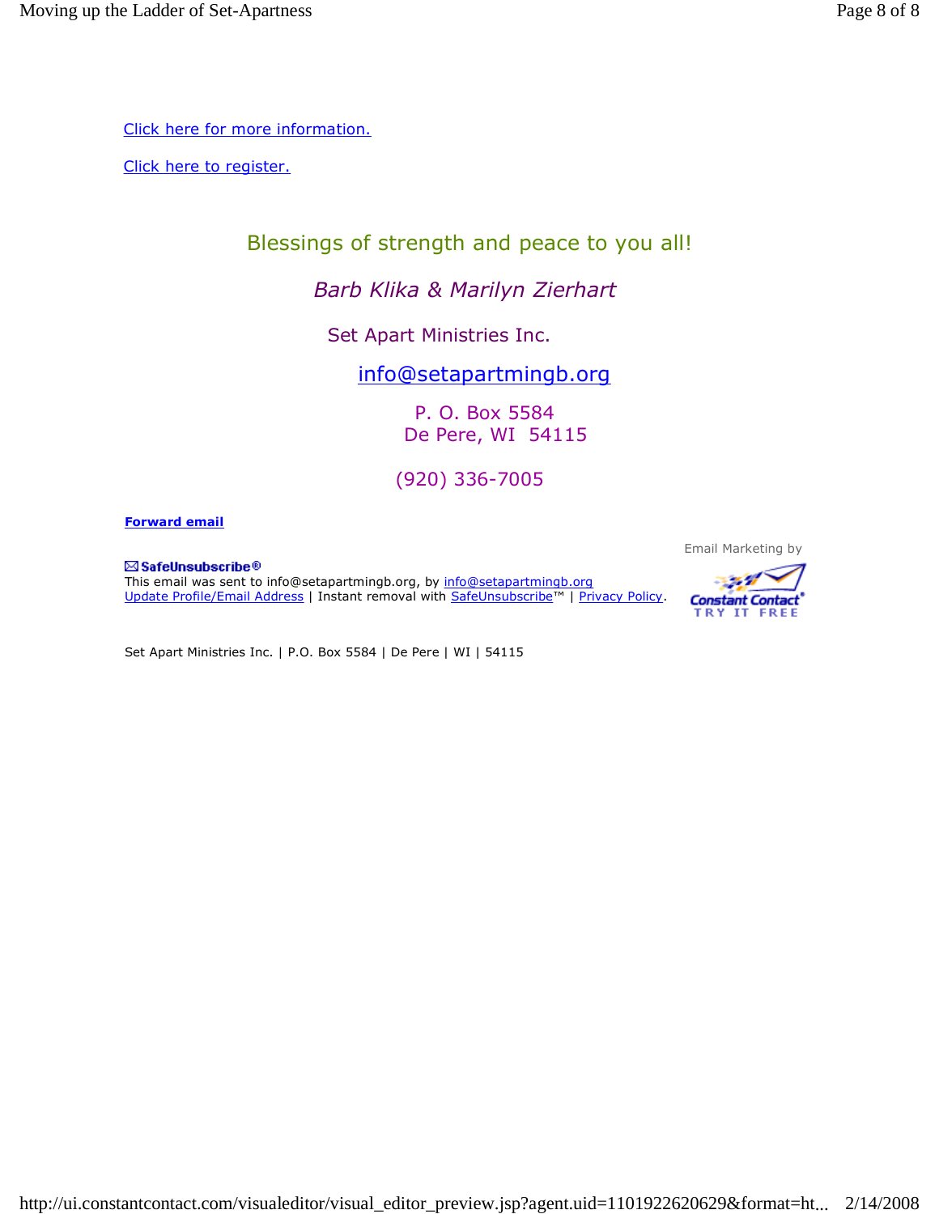Click here for more information.

Click here to register.

Blessings of strength and peace to you all!

*Barb Klika & Marilyn Zierhart*

Set Apart Ministries Inc.

info@setapartmingb.org

P. O. Box 5584
De Pere, WI 54115

(920) 336-7005

**Forward email**

**SafeUnsubscribe®**
This email was sent to info@setapartmingb.org, by info@setapartmingb.org
Update Profile/Email Address | Instant removal with SafeUnsubscribe™ | Privacy Policy.

Email Marketing by Constant Contact TRY IT FREE

Set Apart Ministries Inc. | P.O. Box 5584 | De Pere | WI | 54115